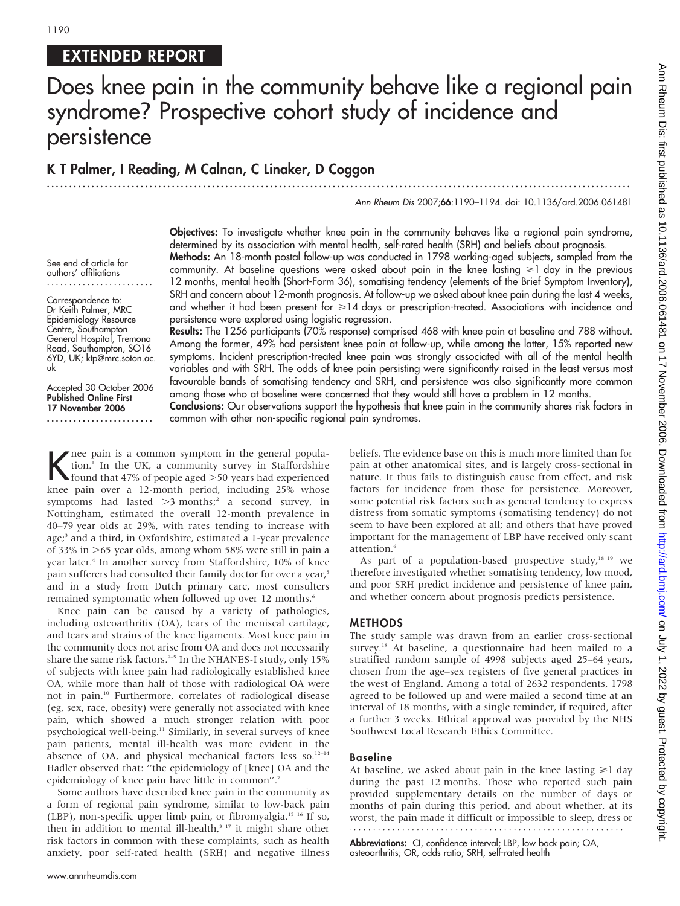## EXTENDED REPORT

# Does knee pain in the community behave like a regional pain syndrome? Prospective cohort study of incidence and persistence

**K T Palmer, I Reading, M Calnan, C Linaker, D Coggon**

*Ann Rheum Dis* 2007;**66**:1190–1194. doi: 10.1136/ard.2006.061481

See end of article for authors' affiliations

Correspondence to: Dr Keith Palmer, MRC Epidemiology Resource Centre, Southampton General Hospital, Tremona Road, Southampton, SO16 6YD, UK; ktp@mrc.soton.ac.uk

Accepted 30 October 2006
**Published Online First 17 November 2006**

**Objectives:** To investigate whether knee pain in the community behaves like a regional pain syndrome, determined by its association with mental health, self-rated health (SRH) and beliefs about prognosis.

**Methods:** An 18-month postal follow-up was conducted in 1798 working-aged subjects, sampled from the community. At baseline questions were asked about pain in the knee lasting ⩾1 day in the previous 12 months, mental health (Short-Form 36), somatising tendency (elements of the Brief Symptom Inventory), SRH and concern about 12-month prognosis. At follow-up we asked about knee pain during the last 4 weeks, and whether it had been present for ⩾14 days or prescription-treated. Associations with incidence and persistence were explored using logistic regression.

**Results:** The 1256 participants (70% response) comprised 468 with knee pain at baseline and 788 without. Among the former, 49% had persistent knee pain at follow-up, while among the latter, 15% reported new symptoms. Incident prescription-treated knee pain was strongly associated with all of the mental health variables and with SRH. The odds of knee pain persisting were significantly raised in the least versus most favourable bands of somatising tendency and SRH, and persistence was also significantly more common among those who at baseline were concerned that they would still have a problem in 12 months.

**Conclusions:** Our observations support the hypothesis that knee pain in the community shares risk factors in common with other non-specific regional pain syndromes.

Knee pain is a common symptom in the general population.[1] In the UK, a community survey in Staffordshire found that 47% of people aged >50 years had experienced knee pain over a 12-month period, including 25% whose symptoms had lasted >3 months;[2] a second survey, in Nottingham, estimated the overall 12-month prevalence in 40–79 year olds at 29%, with rates tending to increase with age;[3] and a third, in Oxfordshire, estimated a 1-year prevalence of 33% in >65 year olds, among whom 58% were still in pain a year later.[4] In another survey from Staffordshire, 10% of knee pain sufferers had consulted their family doctor for over a year,[5] and in a study from Dutch primary care, most consulters remained symptomatic when followed up over 12 months.[6]

Knee pain can be caused by a variety of pathologies, including osteoarthritis (OA), tears of the meniscal cartilage, and tears and strains of the knee ligaments. Most knee pain in the community does not arise from OA and does not necessarily share the same risk factors.[7–9] In the NHANES-I study, only 15% of subjects with knee pain had radiologically established knee OA, while more than half of those with radiological OA were not in pain.[10] Furthermore, correlates of radiological disease (eg, sex, race, obesity) were generally not associated with knee pain, which showed a much stronger relation with poor psychological well-being.[11] Similarly, in several surveys of knee pain patients, mental ill-health was more evident in the absence of OA, and physical mechanical factors less so.[12–14] Hadler observed that: "the epidemiology of [knee] OA and the epidemiology of knee pain have little in common".[7]

Some authors have described knee pain in the community as a form of regional pain syndrome, similar to low-back pain (LBP), non-specific upper limb pain, or fibromyalgia.[15 16] If so, then in addition to mental ill-health,[3 17] it might share other risk factors in common with these complaints, such as health anxiety, poor self-rated health (SRH) and negative illness beliefs. The evidence base on this is much more limited than for pain at other anatomical sites, and is largely cross-sectional in nature. It thus fails to distinguish cause from effect, and risk factors for incidence from those for persistence. Moreover, some potential risk factors such as general tendency to express distress from somatic symptoms (somatising tendency) do not seem to have been explored at all; and others that have proved important for the management of LBP have received only scant attention.[6]

As part of a population-based prospective study,[18 19] we therefore investigated whether somatising tendency, low mood, and poor SRH predict incidence and persistence of knee pain, and whether concern about prognosis predicts persistence.

## METHODS

The study sample was drawn from an earlier cross-sectional survey.[18] At baseline, a questionnaire had been mailed to a stratified random sample of 4998 subjects aged 25–64 years, chosen from the age–sex registers of five general practices in the west of England. Among a total of 2632 respondents, 1798 agreed to be followed up and were mailed a second time at an interval of 18 months, with a single reminder, if required, after a further 3 weeks. Ethical approval was provided by the NHS Southwest Local Research Ethics Committee.

### Baseline

At baseline, we asked about pain in the knee lasting ⩾1 day during the past 12 months. Those who reported such pain provided supplementary details on the number of days or months of pain during this period, and about whether, at its worst, the pain made it difficult or impossible to sleep, dress or

**Abbreviations:** CI, confidence interval; LBP, low back pain; OA, osteoarthritis; OR, odds ratio; SRH, self-rated health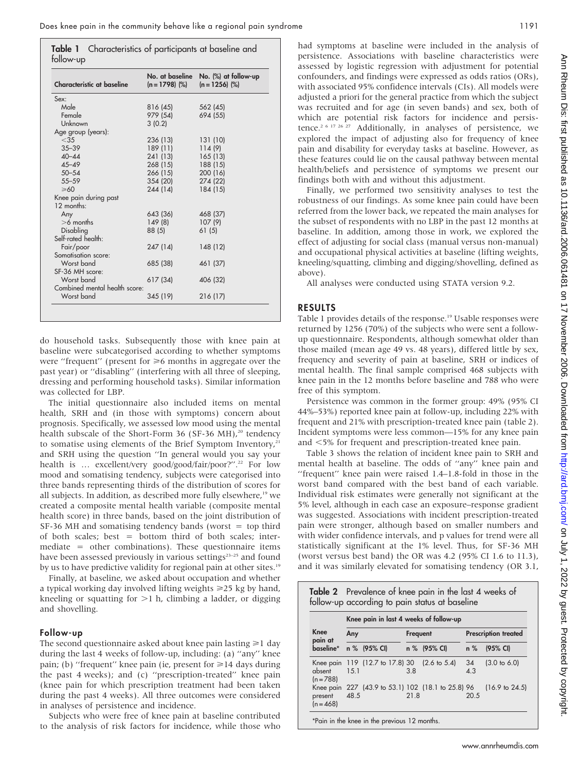**Table 1** Characteristics of participants at baseline and follow-up

| Characteristic at baseline | No. at baseline (n = 1798) (%) | No. (%) at follow-up (n = 1256) (%) |
|---|---|---|
| Sex: | | |
| Male | 816 (45) | 562 (45) |
| Female | 979 (54) | 694 (55) |
| Unknown | 3 (0.2) | |
| Age group (years): | | |
| <35 | 236 (13) | 131 (10) |
| 35–39 | 189 (11) | 114 (9) |
| 40–44 | 241 (13) | 165 (13) |
| 45–49 | 268 (15) | 188 (15) |
| 50–54 | 266 (15) | 200 (16) |
| 55–59 | 354 (20) | 274 (22) |
| ⩾60 | 244 (14) | 184 (15) |
| Knee pain during past 12 months: | | |
| Any | 643 (36) | 468 (37) |
| >6 months | 149 (8) | 107 (9) |
| Disabling | 88 (5) | 61 (5) |
| Self-rated health: | | |
| Fair/poor | 247 (14) | 148 (12) |
| Somatisation score: | | |
| Worst band | 685 (38) | 461 (37) |
| SF-36 MH score: | | |
| Worst band | 617 (34) | 406 (32) |
| Combined mental health score: | | |
| Worst band | 345 (19) | 216 (17) |

do household tasks. Subsequently those with knee pain at baseline were subcategorised according to whether symptoms were "frequent" (present for ⩾6 months in aggregate over the past year) or "disabling" (interfering with all three of sleeping, dressing and performing household tasks). Similar information was collected for LBP.

The initial questionnaire also included items on mental health, SRH and (in those with symptoms) concern about prognosis. Specifically, we assessed low mood using the mental health subscale of the Short-Form 36 (SF-36 MH),[20] tendency to somatise using elements of the Brief Symptom Inventory,[21] and SRH using the question "In general would you say your health is … excellent/very good/good/fair/poor?".[22] For low mood and somatising tendency, subjects were categorised into three bands representing thirds of the distribution of scores for all subjects. In addition, as described more fully elsewhere,[19] we created a composite mental health variable (composite mental health score) in three bands, based on the joint distribution of SF-36 MH and somatising tendency bands (worst = top third of both scales; best = bottom third of both scales; intermediate = other combinations). These questionnaire items have been assessed previously in various settings[23–25] and found by us to have predictive validity for regional pain at other sites.[19]

Finally, at baseline, we asked about occupation and whether a typical working day involved lifting weights ⩾25 kg by hand, kneeling or squatting for >1 h, climbing a ladder, or digging and shovelling.

### Follow-up

The second questionnaire asked about knee pain lasting ⩾1 day during the last 4 weeks of follow-up, including: (a) "any" knee pain; (b) "frequent" knee pain (ie, present for ⩾14 days during the past 4 weeks); and (c) "prescription-treated" knee pain (knee pain for which prescription treatment had been taken during the past 4 weeks). All three outcomes were considered in analyses of persistence and incidence.

Subjects who were free of knee pain at baseline contributed to the analysis of risk factors for incidence, while those who had symptoms at baseline were included in the analysis of persistence. Associations with baseline characteristics were assessed by logistic regression with adjustment for potential confounders, and findings were expressed as odds ratios (ORs), with associated 95% confidence intervals (CIs). All models were adjusted a priori for the general practice from which the subject was recruited and for age (in seven bands) and sex, both of which are potential risk factors for incidence and persistence.[2 6 17 26 27] Additionally, in analyses of persistence, we explored the impact of adjusting also for frequency of knee pain and disability for everyday tasks at baseline. However, as these features could lie on the causal pathway between mental health/beliefs and persistence of symptoms we present our findings both with and without this adjustment.

Finally, we performed two sensitivity analyses to test the robustness of our findings. As some knee pain could have been referred from the lower back, we repeated the main analyses for the subset of respondents with no LBP in the past 12 months at baseline. In addition, among those in work, we explored the effect of adjusting for social class (manual versus non-manual) and occupational physical activities at baseline (lifting weights, kneeling/squatting, climbing and digging/shovelling, defined as above).

All analyses were conducted using STATA version 9.2.

## RESULTS

Table 1 provides details of the response.[19] Usable responses were returned by 1256 (70%) of the subjects who were sent a follow-up questionnaire. Respondents, although somewhat older than those mailed (mean age 49 vs. 48 years), differed little by sex, frequency and severity of pain at baseline, SRH or indices of mental health. The final sample comprised 468 subjects with knee pain in the 12 months before baseline and 788 who were free of this symptom.

Persistence was common in the former group: 49% (95% CI 44%–53%) reported knee pain at follow-up, including 22% with frequent and 21% with prescription-treated knee pain (table 2). Incident symptoms were less common—15% for any knee pain and <5% for frequent and prescription-treated knee pain.

Table 3 shows the relation of incident knee pain to SRH and mental health at baseline. The odds of "any" knee pain and "frequent" knee pain were raised 1.4–1.8-fold in those in the worst band compared with the best band of each variable. Individual risk estimates were generally not significant at the 5% level, although in each case an exposure–response gradient was suggested. Associations with incident prescription-treated pain were stronger, although based on smaller numbers and with wider confidence intervals, and p values for trend were all statistically significant at the 1% level. Thus, for SF-36 MH (worst versus best band) the OR was 4.2 (95% CI 1.6 to 11.3), and it was similarly elevated for somatising tendency (OR 3.1,

**Table 2** Prevalence of knee pain in the last 4 weeks of follow-up according to pain status at baseline

| Knee pain at baseline* | Knee pain in last 4 weeks of follow-up | | | | | |
|---|---|---|---|---|---|---|
| | Any | | Frequent | | Prescription treated | |
| | n % | (95% CI) | n % | (95% CI) | n % | (95% CI) |
| Knee pain absent (n = 788) | 119 15.1 | (12.7 to 17.8) | 30 3.8 | (2.6 to 5.4) | 34 4.3 | (3.0 to 6.0) |
| Knee pain present (n = 468) | 227 48.5 | (43.9 to 53.1) | 102 21.8 | (18.1 to 25.8) | 96 20.5 | (16.9 to 24.5) |

*Pain in the knee in the previous 12 months.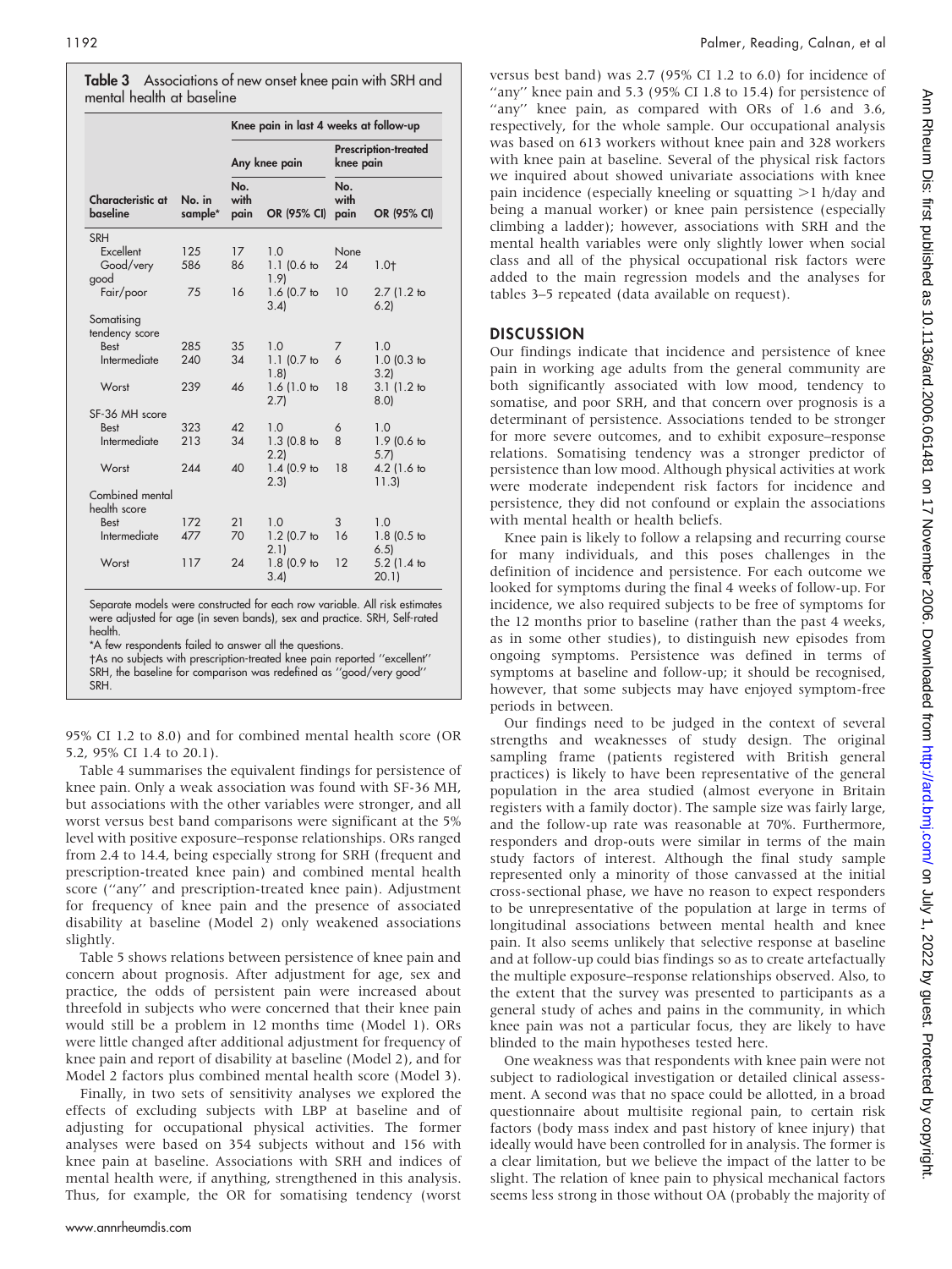**Table 3** Associations of new onset knee pain with SRH and mental health at baseline

| | | Knee pain in last 4 weeks at follow-up | | | |
|---|---|---|---|---|---|
| | | Any knee pain | | Prescription-treated knee pain | |
| Characteristic at baseline | No. in sample* | No. with pain | OR (95% CI) | No. with pain | OR (95% CI) |
| **SRH** | | | | | |
| Excellent | 125 | 17 | 1.0 | None | |
| Good/very good | 586 | 86 | 1.1 (0.6 to 1.9) | 24 | 1.0† |
| Fair/poor | 75 | 16 | 1.6 (0.7 to 3.4) | 10 | 2.7 (1.2 to 6.2) |
| **Somatising tendency score** | | | | | |
| Best | 285 | 35 | 1.0 | 7 | 1.0 |
| Intermediate | 240 | 34 | 1.1 (0.7 to 1.8) | 6 | 1.0 (0.3 to 3.2) |
| Worst | 239 | 46 | 1.6 (1.0 to 2.7) | 18 | 3.1 (1.2 to 8.0) |
| **SF-36 MH score** | | | | | |
| Best | 323 | 42 | 1.0 | 6 | 1.0 |
| Intermediate | 213 | 34 | 1.3 (0.8 to 2.2) | 8 | 1.9 (0.6 to 5.7) |
| Worst | 244 | 40 | 1.4 (0.9 to 2.3) | 18 | 4.2 (1.6 to 11.3) |
| **Combined mental health score** | | | | | |
| Best | 172 | 21 | 1.0 | 3 | 1.0 |
| Intermediate | 477 | 70 | 1.2 (0.7 to 2.1) | 16 | 1.8 (0.5 to 6.5) |
| Worst | 117 | 24 | 1.8 (0.9 to 3.4) | 12 | 5.2 (1.4 to 20.1) |

Separate models were constructed for each row variable. All risk estimates were adjusted for age (in seven bands), sex and practice. SRH, Self-rated health.

*A few respondents failed to answer all the questions.

†As no subjects with prescription-treated knee pain reported "excellent" SRH, the baseline for comparison was redefined as "good/very good" SRH.

95% CI 1.2 to 8.0) and for combined mental health score (OR 5.2, 95% CI 1.4 to 20.1).

Table 4 summarises the equivalent findings for persistence of knee pain. Only a weak association was found with SF-36 MH, but associations with the other variables were stronger, and all worst versus best band comparisons were significant at the 5% level with positive exposure–response relationships. ORs ranged from 2.4 to 14.4, being especially strong for SRH (frequent and prescription-treated knee pain) and combined mental health score ("any" and prescription-treated knee pain). Adjustment for frequency of knee pain and the presence of associated disability at baseline (Model 2) only weakened associations slightly.

Table 5 shows relations between persistence of knee pain and concern about prognosis. After adjustment for age, sex and practice, the odds of persistent pain were increased about threefold in subjects who were concerned that their knee pain would still be a problem in 12 months time (Model 1). ORs were little changed after additional adjustment for frequency of knee pain and report of disability at baseline (Model 2), and for Model 2 factors plus combined mental health score (Model 3).

Finally, in two sets of sensitivity analyses we explored the effects of excluding subjects with LBP at baseline and of adjusting for occupational physical activities. The former analyses were based on 354 subjects without and 156 with knee pain at baseline. Associations with SRH and indices of mental health were, if anything, strengthened in this analysis. Thus, for example, the OR for somatising tendency (worst versus best band) was 2.7 (95% CI 1.2 to 6.0) for incidence of "any" knee pain and 5.3 (95% CI 1.8 to 15.4) for persistence of "any" knee pain, as compared with ORs of 1.6 and 3.6, respectively, for the whole sample. Our occupational analysis was based on 613 workers without knee pain and 328 workers with knee pain at baseline. Several of the physical risk factors we inquired about showed univariate associations with knee pain incidence (especially kneeling or squatting >1 h/day and being a manual worker) or knee pain persistence (especially climbing a ladder); however, associations with SRH and the mental health variables were only slightly lower when social class and all of the physical occupational risk factors were added to the main regression models and the analyses for tables 3–5 repeated (data available on request).

## DISCUSSION

Our findings indicate that incidence and persistence of knee pain in working age adults from the general community are both significantly associated with low mood, tendency to somatise, and poor SRH, and that concern over prognosis is a determinant of persistence. Associations tended to be stronger for more severe outcomes, and to exhibit exposure–response relations. Somatising tendency was a stronger predictor of persistence than low mood. Although physical activities at work were moderate independent risk factors for incidence and persistence, they did not confound or explain the associations with mental health or health beliefs.

Knee pain is likely to follow a relapsing and recurring course for many individuals, and this poses challenges in the definition of incidence and persistence. For each outcome we looked for symptoms during the final 4 weeks of follow-up. For incidence, we also required subjects to be free of symptoms for the 12 months prior to baseline (rather than the past 4 weeks, as in some other studies), to distinguish new episodes from ongoing symptoms. Persistence was defined in terms of symptoms at baseline and follow-up; it should be recognised, however, that some subjects may have enjoyed symptom-free periods in between.

Our findings need to be judged in the context of several strengths and weaknesses of study design. The original sampling frame (patients registered with British general practices) is likely to have been representative of the general population in the area studied (almost everyone in Britain registers with a family doctor). The sample size was fairly large, and the follow-up rate was reasonable at 70%. Furthermore, responders and drop-outs were similar in terms of the main study factors of interest. Although the final study sample represented only a minority of those canvassed at the initial cross-sectional phase, we have no reason to expect responders to be unrepresentative of the population at large in terms of longitudinal associations between mental health and knee pain. It also seems unlikely that selective response at baseline and at follow-up could bias findings so as to create artefactually the multiple exposure–response relationships observed. Also, to the extent that the survey was presented to participants as a general study of aches and pains in the community, in which knee pain was not a particular focus, they are likely to have blinded to the main hypotheses tested here.

One weakness was that respondents with knee pain were not subject to radiological investigation or detailed clinical assessment. A second was that no space could be allotted, in a broad questionnaire about multisite regional pain, to certain risk factors (body mass index and past history of knee injury) that ideally would have been controlled for in analysis. The former is a clear limitation, but we believe the impact of the latter to be slight. The relation of knee pain to physical mechanical factors seems less strong in those without OA (probably the majority of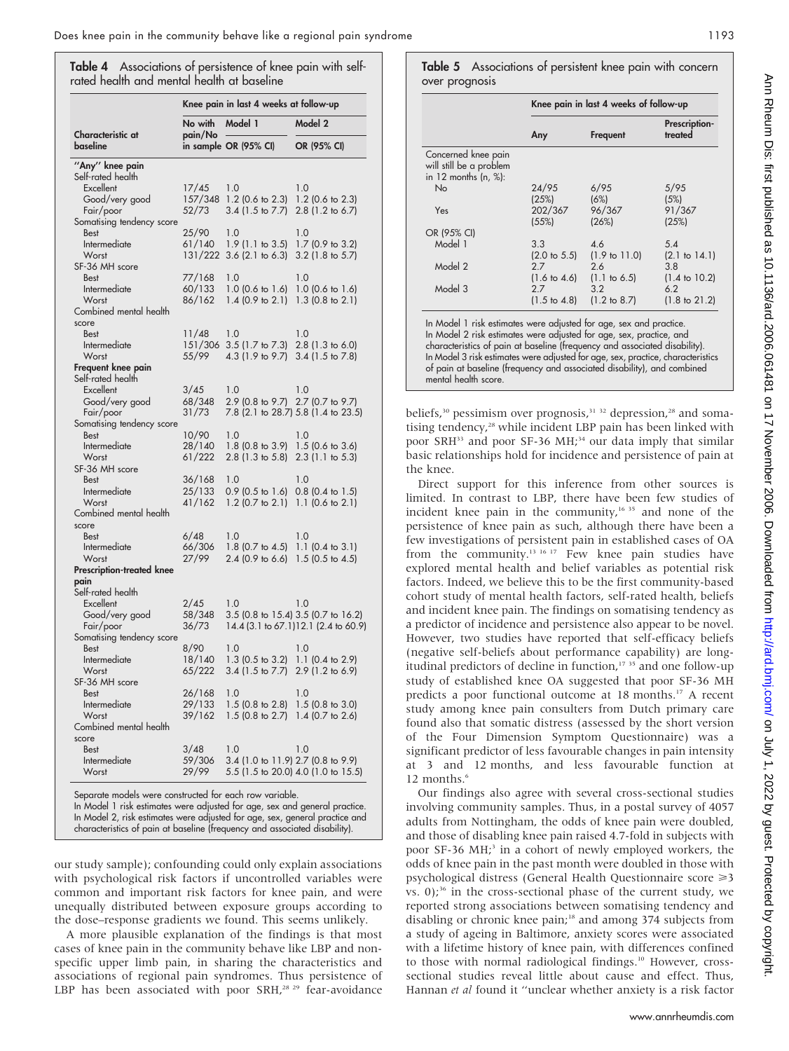**Table 4** Associations of persistence of knee pain with self-rated health and mental health at baseline

| Characteristic at baseline | Knee pain in last 4 weeks at follow-up | | |
|---|---|---|---|
| | No with pain/No in sample | Model 1 OR (95% CI) | Model 2 OR (95% CI) |
| **"Any" knee pain** | | | |
| Self-rated health | | | |
| Excellent | 17/45 | 1.0 | 1.0 |
| Good/very good | 157/348 | 1.2 (0.6 to 2.3) | 1.2 (0.6 to 2.3) |
| Fair/poor | 52/73 | 3.4 (1.5 to 7.7) | 2.8 (1.2 to 6.7) |
| Somatising tendency score | | | |
| Best | 25/90 | 1.0 | 1.0 |
| Intermediate | 61/140 | 1.9 (1.1 to 3.5) | 1.7 (0.9 to 3.2) |
| Worst | 131/222 | 3.6 (2.1 to 6.3) | 3.2 (1.8 to 5.7) |
| SF-36 MH score | | | |
| Best | 77/168 | 1.0 | 1.0 |
| Intermediate | 60/133 | 1.0 (0.6 to 1.6) | 1.0 (0.6 to 1.6) |
| Worst | 86/162 | 1.4 (0.9 to 2.1) | 1.3 (0.8 to 2.1) |
| Combined mental health score | | | |
| Best | 11/48 | 1.0 | 1.0 |
| Intermediate | 151/306 | 3.5 (1.7 to 7.3) | 2.8 (1.3 to 6.0) |
| Worst | 55/99 | 4.3 (1.9 to 9.7) | 3.4 (1.5 to 7.8) |
| **Frequent knee pain** | | | |
| Self-rated health | | | |
| Excellent | 3/45 | 1.0 | 1.0 |
| Good/very good | 68/348 | 2.9 (0.8 to 9.7) | 2.7 (0.7 to 9.7) |
| Fair/poor | 31/73 | 7.8 (2.1 to 28.7) | 5.8 (1.4 to 23.5) |
| Somatising tendency score | | | |
| Best | 10/90 | 1.0 | 1.0 |
| Intermediate | 28/140 | 1.8 (0.8 to 3.9) | 1.5 (0.6 to 3.6) |
| Worst | 61/222 | 2.8 (1.3 to 5.8) | 2.3 (1.1 to 5.3) |
| SF-36 MH score | | | |
| Best | 36/168 | 1.0 | 1.0 |
| Intermediate | 25/133 | 0.9 (0.5 to 1.6) | 0.8 (0.4 to 1.5) |
| Worst | 41/162 | 1.2 (0.7 to 2.1) | 1.1 (0.6 to 2.1) |
| Combined mental health score | | | |
| Best | 6/48 | 1.0 | 1.0 |
| Intermediate | 66/306 | 1.8 (0.7 to 4.5) | 1.1 (0.4 to 3.1) |
| Worst | 27/99 | 2.4 (0.9 to 6.6) | 1.5 (0.5 to 4.5) |
| **Prescription-treated knee pain** | | | |
| Self-rated health | | | |
| Excellent | 2/45 | 1.0 | 1.0 |
| Good/very good | 58/348 | 3.5 (0.8 to 15.4) | 3.5 (0.7 to 16.2) |
| Fair/poor | 36/73 | 14.4 (3.1 to 67.1) | 12.1 (2.4 to 60.9) |
| Somatising tendency score | | | |
| Best | 8/90 | 1.0 | 1.0 |
| Intermediate | 18/140 | 1.3 (0.5 to 3.2) | 1.1 (0.4 to 2.9) |
| Worst | 65/222 | 3.4 (1.5 to 7.7) | 2.9 (1.2 to 6.9) |
| SF-36 MH score | | | |
| Best | 26/168 | 1.0 | 1.0 |
| Intermediate | 29/133 | 1.5 (0.8 to 2.8) | 1.5 (0.8 to 3.0) |
| Worst | 39/162 | 1.5 (0.8 to 2.7) | 1.4 (0.7 to 2.6) |
| Combined mental health score | | | |
| Best | 3/48 | 1.0 | 1.0 |
| Intermediate | 59/306 | 3.4 (1.0 to 11.9) | 2.7 (0.8 to 9.9) |
| Worst | 29/99 | 5.5 (1.5 to 20.0) | 4.0 (1.0 to 15.5) |

Separate models were constructed for each row variable.
In Model 1 risk estimates were adjusted for age, sex and general practice.
In Model 2, risk estimates were adjusted for age, sex, general practice and characteristics of pain at baseline (frequency and associated disability).

our study sample); confounding could only explain associations with psychological risk factors if uncontrolled variables were common and important risk factors for knee pain, and were unequally distributed between exposure groups according to the dose–response gradients we found. This seems unlikely.

A more plausible explanation of the findings is that most cases of knee pain in the community behave like LBP and non-specific upper limb pain, in sharing the characteristics and associations of regional pain syndromes. Thus persistence of LBP has been associated with poor SRH,[28 29] fear-avoidance beliefs,[30] pessimism over prognosis,[31 32] depression,[28] and somatising tendency,[28] while incident LBP pain has been linked with poor SRH[33] and poor SF-36 MH;[34] our data imply that similar basic relationships hold for incidence and persistence of pain at the knee.

**Table 5** Associations of persistent knee pain with concern over prognosis

| | Knee pain in last 4 weeks of follow-up | | |
|---|---|---|---|
| | Any | Frequent | Prescription-treated |
| Concerned knee pain will still be a problem in 12 months (n, %): | | | |
| No | 24/95 (25%) | 6/95 (6%) | 5/95 (5%) |
| Yes | 202/367 (55%) | 96/367 (26%) | 91/367 (25%) |
| OR (95% CI) | | | |
| Model 1 | 3.3 (2.0 to 5.5) | 4.6 (1.9 to 11.0) | 5.4 (2.1 to 14.1) |
| Model 2 | 2.7 (1.6 to 4.6) | 2.6 (1.1 to 6.5) | 3.8 (1.4 to 10.2) |
| Model 3 | 2.7 (1.5 to 4.8) | 3.2 (1.2 to 8.7) | 6.2 (1.8 to 21.2) |

In Model 1 risk estimates were adjusted for age, sex and practice.
In Model 2 risk estimates were adjusted for age, sex, practice, and characteristics of pain at baseline (frequency and associated disability).
In Model 3 risk estimates were adjusted for age, sex, practice, characteristics of pain at baseline (frequency and associated disability), and combined mental health score.

Direct support for this inference from other sources is limited. In contrast to LBP, there have been few studies of incident knee pain in the community,[16 35] and none of the persistence of knee pain as such, although there have been a few investigations of persistent pain in established cases of OA from the community.[13 16 17] Few knee pain studies have explored mental health and belief variables as potential risk factors. Indeed, we believe this to be the first community-based cohort study of mental health factors, self-rated health, beliefs and incident knee pain. The findings on somatising tendency as a predictor of incidence and persistence also appear to be novel. However, two studies have reported that self-efficacy beliefs (negative self-beliefs about performance capability) are longitudinal predictors of decline in function,[17 35] and one follow-up study of established knee OA suggested that poor SF-36 MH predicts a poor functional outcome at 18 months.[17] A recent study among knee pain consulters from Dutch primary care found also that somatic distress (assessed by the short version of the Four Dimension Symptom Questionnaire) was a significant predictor of less favourable changes in pain intensity at 3 and 12 months, and less favourable function at 12 months.[6]

Our findings also agree with several cross-sectional studies involving community samples. Thus, in a postal survey of 4057 adults from Nottingham, the odds of knee pain were doubled, and those of disabling knee pain raised 4.7-fold in subjects with poor SF-36 MH;[3] in a cohort of newly employed workers, the odds of knee pain in the past month were doubled in those with psychological distress (General Health Questionnaire score $\geqslant$3 vs. 0);[36] in the cross-sectional phase of the current study, we reported strong associations between somatising tendency and disabling or chronic knee pain;[18] and among 374 subjects from a study of ageing in Baltimore, anxiety scores were associated with a lifetime history of knee pain, with differences confined to those with normal radiological findings.[10] However, cross-sectional studies reveal little about cause and effect. Thus, Hannan *et al* found it "unclear whether anxiety is a risk factor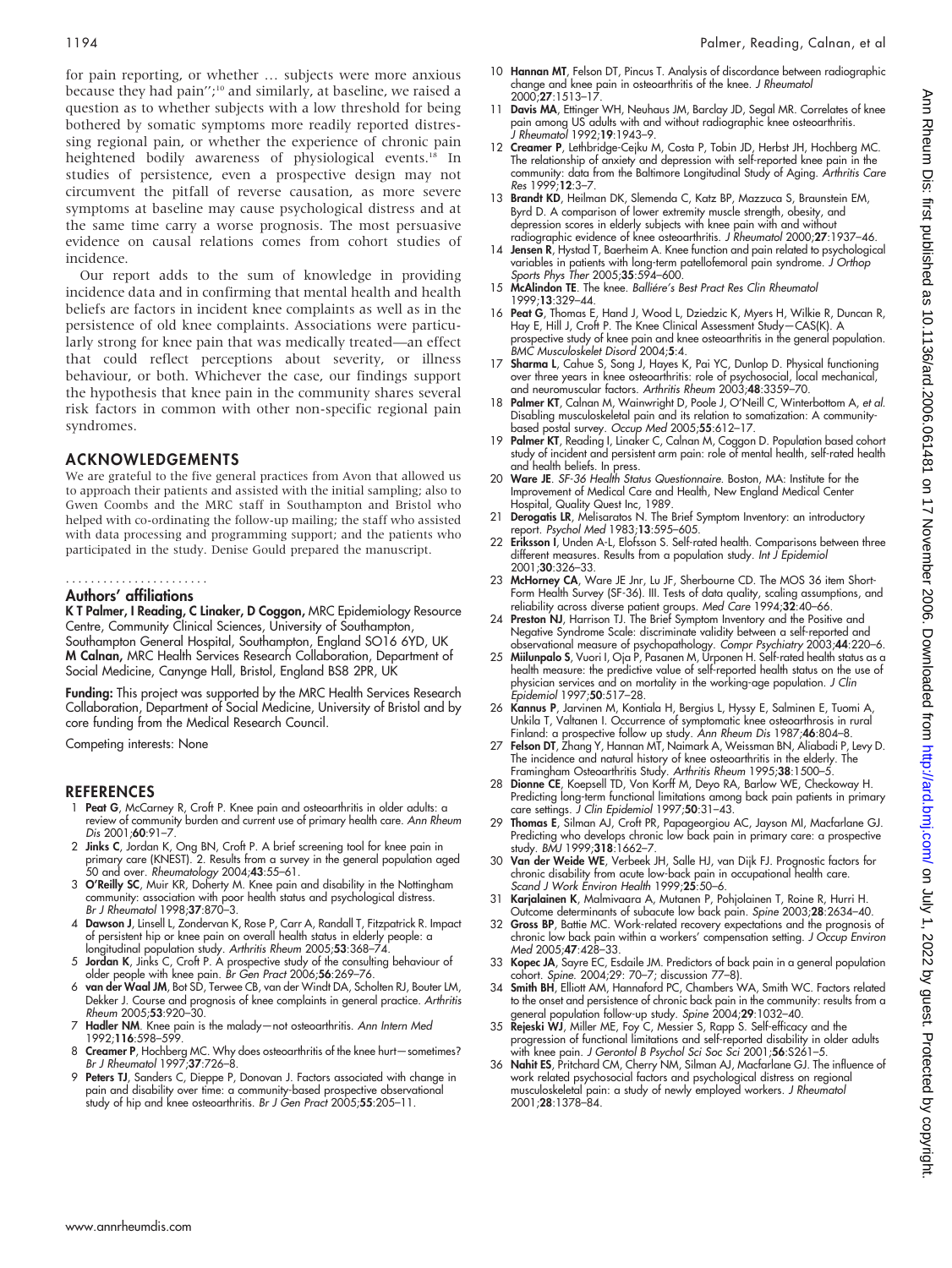for pain reporting, or whether … subjects were more anxious because they had pain'';[10] and similarly, at baseline, we raised a question as to whether subjects with a low threshold for being bothered by somatic symptoms more readily reported distressing regional pain, or whether the experience of chronic pain heightened bodily awareness of physiological events.[18] In studies of persistence, even a prospective design may not circumvent the pitfall of reverse causation, as more severe symptoms at baseline may cause psychological distress and at the same time carry a worse prognosis. The most persuasive evidence on causal relations comes from cohort studies of incidence.

Our report adds to the sum of knowledge in providing incidence data and in confirming that mental health and health beliefs are factors in incident knee complaints as well as in the persistence of old knee complaints. Associations were particularly strong for knee pain that was medically treated—an effect that could reflect perceptions about severity, or illness behaviour, or both. Whichever the case, our findings support the hypothesis that knee pain in the community shares several risk factors in common with other non-specific regional pain syndromes.

## ACKNOWLEDGEMENTS

We are grateful to the five general practices from Avon that allowed us to approach their patients and assisted with the initial sampling; also to Gwen Coombs and the MRC staff in Southampton and Bristol who helped with co-ordinating the follow-up mailing; the staff who assisted with data processing and programming support; and the patients who participated in the study. Denise Gould prepared the manuscript.

### Authors' affiliations

**K T Palmer, I Reading, C Linaker, D Coggon,** MRC Epidemiology Resource Centre, Community Clinical Sciences, University of Southampton, Southampton General Hospital, Southampton, England SO16 6YD, UK
**M Calnan,** MRC Health Services Research Collaboration, Department of Social Medicine, Canynge Hall, Bristol, England BS8 2PR, UK

**Funding:** This project was supported by the MRC Health Services Research Collaboration, Department of Social Medicine, University of Bristol and by core funding from the Medical Research Council.

Competing interests: None

## REFERENCES

1. **Peat G**, McCarney R, Croft P. Knee pain and osteoarthritis in older adults: a review of community burden and current use of primary health care. *Ann Rheum Dis* 2001;**60**:91–7.
2. **Jinks C**, Jordan K, Ong BN, Croft P. A brief screening tool for knee pain in primary care (KNEST). 2. Results from a survey in the general population aged 50 and over. *Rheumatology* 2004;**43**:55–61.
3. **O'Reilly SC**, Muir KR, Doherty M. Knee pain and disability in the Nottingham community: association with poor health status and psychological distress. *Br J Rheumatol* 1998;**37**:870–3.
4. **Dawson J**, Linsell L, Zondervan K, Rose P, Carr A, Randall T, Fitzpatrick R. Impact of persistent hip or knee pain on overall health status in elderly people: a longitudinal population study. *Arthritis Rheum* 2005;**53**:368–74.
5. **Jordan K**, Jinks C, Croft P. A prospective study of the consulting behaviour of older people with knee pain. *Br Gen Pract* 2006;**56**:269–76.
6. **van der Waal JM**, Bot SD, Terwee CB, van der Windt DA, Scholten RJ, Bouter LM, Dekker J. Course and prognosis of knee complaints in general practice. *Arthritis Rheum* 2005;**53**:920–30.
7. **Hadler NM**. Knee pain is the malady—not osteoarthritis. *Ann Intern Med* 1992;**116**:598–599.
8. **Creamer P**, Hochberg MC. Why does osteoarthritis of the knee hurt—sometimes? *Br J Rheumatol* 1997;**37**:726–8.
9. **Peters TJ**, Sanders C, Dieppe P, Donovan J. Factors associated with change in pain and disability over time: a community-based prospective observational study of hip and knee osteoarthritis. *Br J Gen Pract* 2005;**55**:205–11.
10. **Hannan MT**, Felson DT, Pincus T. Analysis of discordance between radiographic change and knee pain in osteoarthritis of the knee. *J Rheumatol* 2000;**27**:1513–17.
11. **Davis MA**, Ettinger WH, Neuhaus JM, Barclay JD, Segal MR. Correlates of knee pain among US adults with and without radiographic knee osteoarthritis. *J Rheumatol* 1992;**19**:1943–9.
12. **Creamer P**, Lethbridge-Cejku M, Costa P, Tobin JD, Herbst JH, Hochberg MC. The relationship of anxiety and depression with self-reported knee pain in the community: data from the Baltimore Longitudinal Study of Aging. *Arthritis Care Res* 1999;**12**:3–7.
13. **Brandt KD**, Heilman DK, Slemenda C, Katz BP, Mazzuca S, Braunstein EM, Byrd D. A comparison of lower extremity muscle strength, obesity, and depression scores in elderly subjects with knee pain with and without radiographic evidence of knee osteoarthritis. *J Rheumatol* 2000;**27**:1937–46.
14. **Jensen R**, Hystad T, Baerheim A. Knee function and pain related to psychological variables in patients with long-term patellofemoral pain syndrome. *J Orthop Sports Phys Ther* 2005;**35**:594–600.
15. **McAlindon TE**. The knee. *Balliére's Best Pract Res Clin Rheumatol* 1999;**13**:329–44.
16. **Peat G**, Thomas E, Hand J, Wood L, Dziedzic K, Myers H, Wilkie R, Duncan R, Hay E, Hill J, Croft P. The Knee Clinical Assessment Study—CAS(K). A prospective study of knee pain and knee osteoarthritis in the general population. *BMC Musculoskelet Disord* 2004;**5**:4.
17. **Sharma L**, Cahue S, Song J, Hayes K, Pai YC, Dunlop D. Physical functioning over three years in knee osteoarthritis: role of psychosocial, local mechanical, and neuromuscular factors. *Arthritis Rheum* 2003;**48**:3359–70.
18. **Palmer KT**, Calnan M, Wainwright D, Poole J, O'Neill C, Winterbottom A, *et al*. Disabling musculoskeletal pain and its relation to somatization: A community-based postal survey. *Occup Med* 2005;**55**:612–17.
19. **Palmer KT**, Reading I, Linaker C, Calnan M, Coggon D. Population based cohort study of incident and persistent arm pain: role of mental health, self-rated health and health beliefs. In press.
20. **Ware JE**. *SF-36 Health Status Questionnaire*. Boston, MA: Institute for the Improvement of Medical Care and Health, New England Medical Center Hospital, Quality Quest Inc, 1989.
21. **Derogatis LR**, Melisaratos N. The Brief Symptom Inventory: an introductory report. *Psychol Med* 1983;**13**:595–605.
22. **Eriksson I**, Unden A-L, Elofsson S. Self-rated health. Comparisons between three different measures. Results from a population study. *Int J Epidemiol* 2001;**30**:326–33.
23. **McHorney CA**, Ware JE Jnr, Lu JF, Sherbourne CD. The MOS 36 item Short-Form Health Survey (SF-36). III. Tests of data quality, scaling assumptions, and reliability across diverse patient groups. *Med Care* 1994;**32**:40–66.
24. **Preston NJ**, Harrison TJ. The Brief Symptom Inventory and the Positive and Negative Syndrome Scale: discriminate validity between a self-reported and observational measure of psychopathology. *Compr Psychiatry* 2003;**44**:220–6.
25. **Miilunpalo S**, Vuori I, Oja P, Pasanen M, Urponen H. Self-rated health status as a health measure: the predictive value of self-reported health status on the use of physician services and on mortality in the working-age population. *J Clin Epidemiol* 1997;**50**:517–28.
26. **Kannus P**, Jarvinen M, Kontiala H, Bergius L, Hyssy E, Salminen E, Tuomi A, Unkila T, Valtanen I. Occurrence of symptomatic knee osteoarthrosis in rural Finland: a prospective follow up study. *Ann Rheum Dis* 1987;**46**:804–8.
27. **Felson DT**, Zhang Y, Hannan MT, Naimark A, Weissman BN, Aliabadi P, Levy D. The incidence and natural history of knee osteoarthritis in the elderly. The Framingham Osteoarthritis Study. *Arthritis Rheum* 1995;**38**:1500–5.
28. **Dionne CE**, Koepsell TD, Von Korff M, Deyo RA, Barlow WE, Checkoway H. Predicting long-term functional limitations among back pain patients in primary care settings. *J Clin Epidemiol* 1997;**50**:31–43.
29. **Thomas E**, Silman AJ, Croft PR, Papageorgiou AC, Jayson MI, Macfarlane GJ. Predicting who develops chronic low back pain in primary care: a prospective study. *BMJ* 1999;**318**:1662–7.
30. **Van der Weide WE**, Verbeek JH, Salle HJ, van Dijk FJ. Prognostic factors for chronic disability from acute low-back pain in occupational health care. *Scand J Work Environ Health* 1999;**25**:50–6.
31. **Karjalainen K**, Malmivaara A, Mutanen P, Pohjolainen T, Roine R, Hurri H. Outcome determinants of subacute low back pain. *Spine* 2003;**28**:2634–40.
32. **Gross BP**, Battie MC. Work-related recovery expectations and the prognosis of chronic low back pain within a workers' compensation setting. *J Occup Environ Med* 2005;**47**:428–33.
33. **Kopec JA**, Sayre EC, Esdaile JM. Predictors of back pain in a general population cohort. *Spine*. 2004;29: 70–7; discussion 77–8).
34. **Smith BH**, Elliott AM, Hannaford PC, Chambers WA, Smith WC. Factors related to the onset and persistence of chronic back pain in the community: results from a general population follow-up study. *Spine* 2004;**29**:1032–40.
35. **Rejeski WJ**, Miller ME, Foy C, Messier S, Rapp S. Self-efficacy and the progression of functional limitations and self-reported disability in older adults with knee pain. *J Gerontol B Psychol Sci Soc Sci* 2001;**56**:S261–5.
36. **Nahit ES**, Pritchard CM, Cherry NM, Silman AJ, Macfarlane GJ. The influence of work related psychosocial factors and psychological distress on regional musculoskeletal pain: a study of newly employed workers. *J Rheumatol* 2001;**28**:1378–84.